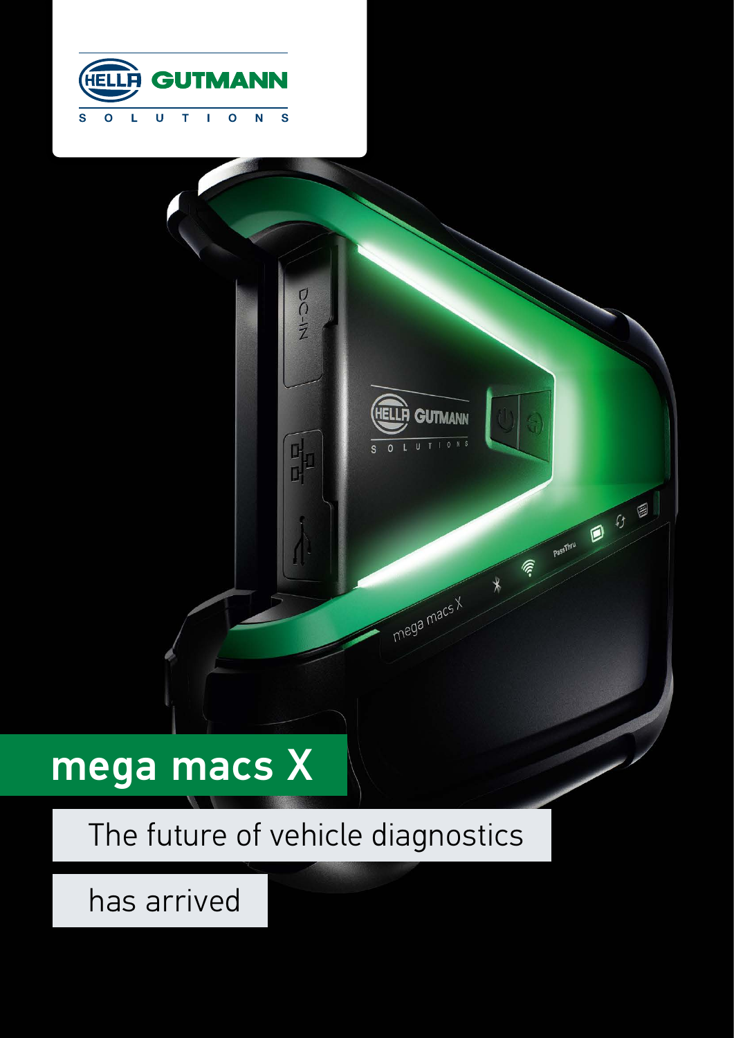HELLA GUTMANN SOLUTIONS

# mega macs X

The future of vehicle diagnostics

has arrived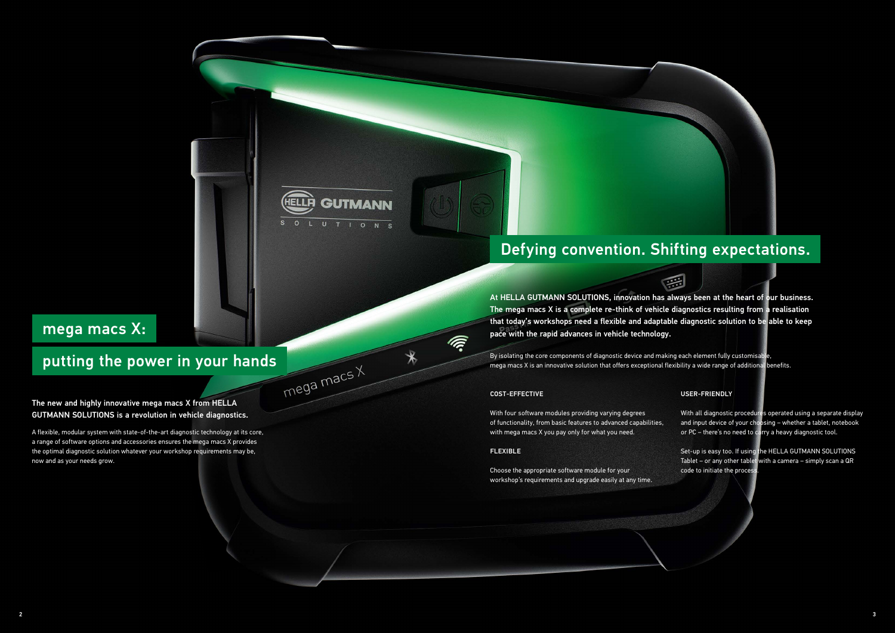# mega macs X:

# putting the power in your hands

**The new and highly innovative mega macs X from HELLA GUTMANN SOLUTIONS is a revolution in vehicle diagnostics.**

A flexible, modular system with state-of-the-art diagnostic technology at its core, a range of software options and accessories ensures the mega macs X provides the optimal diagnostic solution whatever your workshop requirements may be, now and as your needs grow.

## Defying convention. Shifting expectations.

**At HELLA GUTMANN SOLUTIONS, innovation has always been at the heart of our business. The mega macs X is a complete re-think of vehicle diagnostics resulting from a realisation that today's workshops need a flexible and adaptable diagnostic solution to be able to keep pace with the rapid advances in vehicle technology.**

By isolating the core components of diagnostic device and making each element fully customisable, mega macs X is an innovative solution that offers exceptional flexibility a wide range of additional benefits.

### COST-EFFECTIVE

With four software modules providing varying degrees of functionality, from basic features to advanced capabilities, with mega macs X you pay only for what you need.

### FLEXIBLE

Choose the appropriate software module for your workshop's requirements and upgrade easily at any time.

### USER-FRIENDLY

With all diagnostic procedures operated using a separate display and input device of your choosing – whether a tablet, notebook or PC – there's no need to carry a heavy diagnostic tool.

Set-up is easy too. If using the HELLA GUTMANN SOLUTIONS Tablet – or any other tablet with a camera – simply scan a QR code to initiate the process.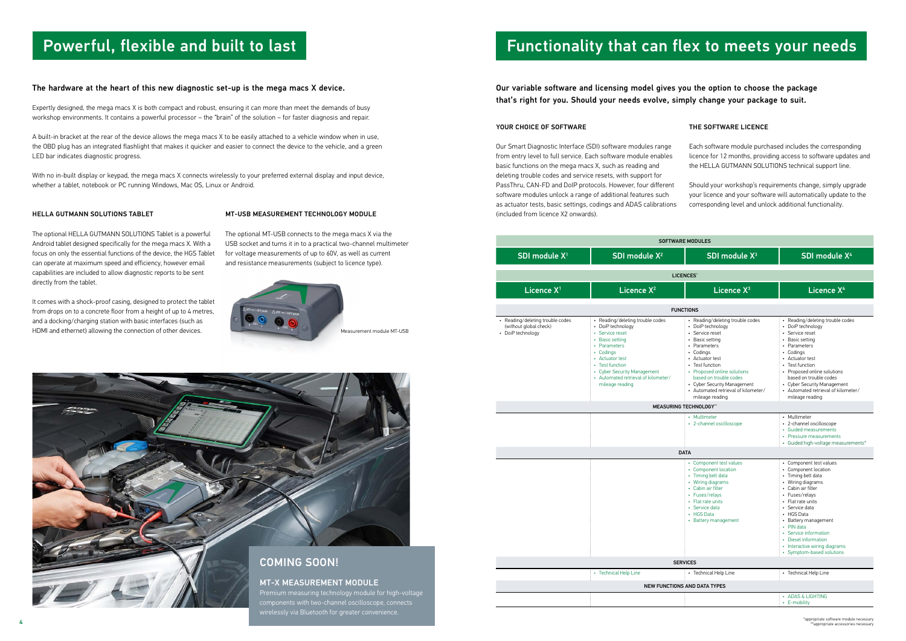# Powerful, flexible and built to last

**The hardware at the heart of this new diagnostic set-up is the mega macs X device.**

Expertly designed, the mega macs X is both compact and robust, ensuring it can more than meet the demands of busy workshop environments. It contains a powerful processor – the "brain" of the solution – for faster diagnosis and repair.

A built-in bracket at the rear of the device allows the mega macs X to be easily attached to a vehicle window when in use, the OBD plug has an integrated flashlight that makes it quicker and easier to connect the device to the vehicle, and a green LED bar indicates diagnostic progress.

With no in-built display or keypad, the mega macs X connects wirelessly to your preferred external display and input device, whether a tablet, notebook or PC running Windows, Mac OS, Linux or Android.

### HELLA GUTMANN SOLUTIONS TABLET

The optional HELLA GUTMANN SOLUTIONS Tablet is a powerful Android tablet designed specifically for the mega macs X. With a focus on only the essential functions of the device, the HGS Tablet can operate at maximum speed and efficiency, however email capabilities are included to allow diagnostic reports to be sent directly from the tablet.

It comes with a shock-proof casing, designed to protect the tablet from drops on to a concrete floor from a height of up to 4 metres, and a docking/charging station with basic interfaces (such as HDMI and ethernet) allowing the connection of other devices.

### MT-USB MEASUREMENT TECHNOLOGY MODULE

The optional MT-USB connects to the mega macs X via the USB socket and turns it in to a practical two-channel multimeter for voltage measurements of up to 60V, as well as current and resistance measurements (subject to licence type).

Measurement module MT-USB

## COMING SOON!

### MT-X MEASUREMENT MODULE

Premium measuring technology module for high-voltage components with two-channel oscilloscope, connects wirelessly via Bluetooth for greater convenience.

# Functionality that can flex to meets your needs

**Our variable software and licensing model gives you the option to choose the package that's right for you. Should your needs evolve, simply change your package to suit.**

### YOUR CHOICE OF SOFTWARE

Our Smart Diagnostic Interface (SDI) software modules range from entry level to full service. Each software module enables basic functions on the mega macs X, such as reading and deleting trouble codes and service resets, with support for PassThru, CAN-FD and DoIP protocols. However, four different software modules unlock a range of additional features such as actuator tests, basic settings, codings and ADAS calibrations (included from licence X2 onwards).

### THE SOFTWARE LICENCE

Each software module purchased includes the corresponding licence for 12 months, providing access to software updates and the HELLA GUTMANN SOLUTIONS technical support line.

Should your workshop's requirements change, simply upgrade your licence and your software will automatically update to the corresponding level and unlock additional functionality.

| SOFTWARE MODULES | | | |
|---|---|---|---|
| SDI module X[1] | SDI module X[2] | SDI module X[3] | SDI module X[4] |
| **LICENCES*** | | | |
| Licence X[1] | Licence X[2] | Licence X[3] | Licence X[4] |
| **FUNCTIONS** | | | |
| • Reading/deleting trouble codes (without global check)<br>• DoiP technology | • Reading/deleting trouble codes<br>• DoiP technology<br>• Service reset<br>• Basic setting<br>• Parameters<br>• Codings<br>• Actuator test<br>• Test function<br>• Cyber Security Management<br>• Automated retrieval of kilometer/ mileage reading | • Reading/deleting trouble codes<br>• DoiP technology<br>• Service reset<br>• Basic setting<br>• Parameters<br>• Codings<br>• Actuator test<br>• Test function<br>• Proposed online solutions based on trouble codes<br>• Cyber Security Management<br>• Automated retrieval of kilometer/ mileage reading | • Reading/deleting trouble codes<br>• DoiP technology<br>• Service reset<br>• Basic setting<br>• Parameters<br>• Codings<br>• Actuator test<br>• Test function<br>• Proposed online solutions based on trouble codes<br>• Cyber Security Management<br>• Automated retrieval of kilometer/ mileage reading |
| **MEASURING TECHNOLOGY**** | | | |
| | | • Multimeter<br>• 2-channel oscilloscope | • Multimeter<br>• 2-channel oscilloscope<br>• Guided measurements<br>• Pressure measurements<br>• Guided high-voltage measurements* |
| **DATA** | | | |
| | | • Component test values<br>• Component location<br>• Timing belt data<br>• Wiring diagrams<br>• Cabin air filter<br>• Fuses/relays<br>• Flat rate units<br>• Service data<br>• HGS Data<br>• Battery management | • Component test values<br>• Component location<br>• Timing belt data<br>• Wiring diagrams<br>• Cabin air filter<br>• Fuses/relays<br>• Flat rate units<br>• Service data<br>• HGS Data<br>• Battery management<br>• PIN data<br>• Service information<br>• Diesel information<br>• Interactive wiring diagrams<br>• Symptom-based solutions |
| **SERVICES** | | | |
| | • Technical Help Line | • Technical Help Line | • Technical Help Line |
| **NEW FUNCTIONS AND DATA TYPES** | | | |
| | | | • ADAS & LIGHTING<br>• E-mobility |

*appropriate software module necessary
**appropriate accessories necessary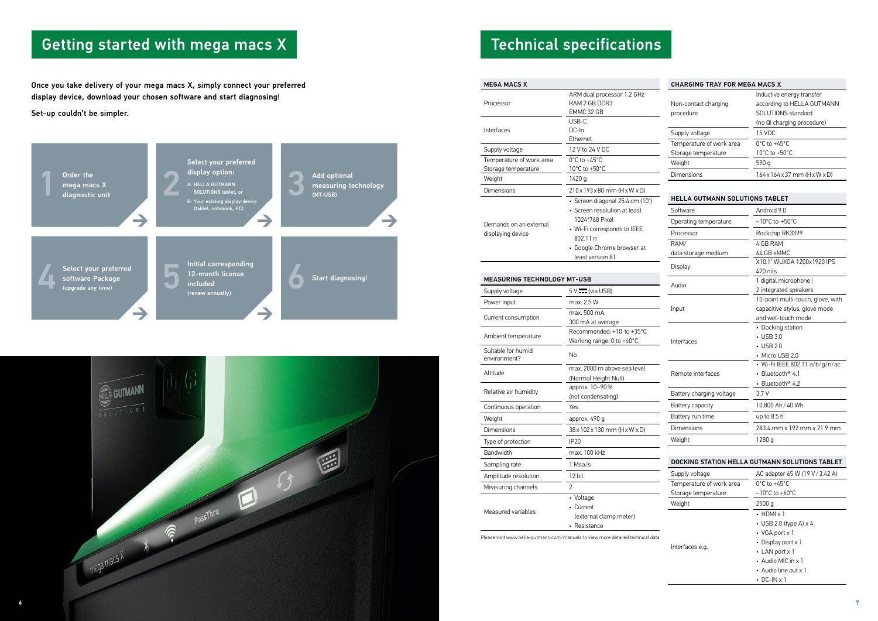# Getting started with mega macs X

**Once you take delivery of your mega macs X, simply connect your preferred display device, download your chosen software and start diagnosing!**

**Set-up couldn't be simpler.**

1. **Order the mega macs X diagnostic unit**
2. **Select your preferred display option:**
   A. HELLA GUTMANN SOLUTIONS tablet, or
   B. Your existing display device (tablet, notebook, PC)
3. **Add optional measuring technology** (MT-USB)
4. **Select your preferred software Package** (upgrade any time)
5. **Initial corresponding 12-month license included** (renew annually)
6. **Start diagnosing!**

# Technical specifications

| MEGA MACS X | |
|---|---|
| Processor | ARM dual processor 1.2 GHz<br>RAM 2 GB DDR3<br>EMMC 32 GB |
| Interfaces | USB-C<br>DC-In<br>Ethernet |
| Supply voltage | 12 V to 24 V DC |
| Temperature of work area<br>Storage temperature | 0°C to +45°C<br>10°C to +50°C |
| Weight | 1420 g |
| Dimensions | 210 x 193 x 80 mm (H x W x D) |
| Demands on an external displaying device | • Screen diagonal 25.4 cm (10")<br>• Screen resolution at least 1024*768 Pixel<br>• Wi-Fi corresponds to IEEE 802.11 n<br>• Google Chrome browser at least version 81 |

| MEASURING TECHNOLOGY MT-USB | |
|---|---|
| Supply voltage | 5 V ⎓ (via USB) |
| Power input | max. 2.5 W |
| Current consumption | max. 500 mA,<br>300 mA at average |
| Ambient temperature | Recommended: +10 to +35°C<br>Working range: 0 to +40°C |
| Suitable for humid environment? | No |
| Altitude | max. 2000 m above sea level (Normal Height Null) |
| Relative air humidity | approx. 10–90 %<br>(not condensating) |
| Continuous operation | Yes |
| Weight | approx. 490 g |
| Dimensions | 38 x 102 x 130 mm (H x W x D) |
| Type of protection | IP20 |
| Bandwidth | max. 100 kHz |
| Sampling rate | 1 Msa/s |
| Amplitude resolution | 12 bit |
| Measuring channels | 2 |
| Measured variables | • Voltage<br>• Current (external clamp meter)<br>• Resistance |

Please visit www.hella-gutmann.com/manuals to view more detailed technical data

| CHARGING TRAY FOR MEGA MACS X | |
|---|---|
| Non-contact charging procedure | Inductive energy transfer according to HELLA GUTMANN SOLUTIONS standard<br>(no QI charging procedure) |
| Supply voltage | 15 VDC |
| Temperature of work area<br>Storage temperature | 0°C to +45°C<br>10°C to +50°C |
| Weight | 590 g |
| Dimensions | 164 x 164 x 37 mm (H x W x D) |

| HELLA GUTMANN SOLUTIONS TABLET | |
|---|---|
| Software | Android 9.0 |
| Operating temperature | –10°C to +50°C |
| Processor | Rockchip RK3399 |
| RAM/<br>data storage medium | 4 GB RAM<br>64 GB eMMC |
| Display | X10.1" WUXGA 1200x1920 IPS<br>470 nits |
| Audio | 1 digital microphone \|<br>2 integrated speakers |
| Input | 10-point multi-touch, glove, with capacitive stylus, glove mode and wet-touch mode |
| Interfaces | • Docking station<br>• USB 3.0<br>• USB 2.0<br>• Micro USB 2.0 |
| Remote interfaces | • Wi-Fi IEEE 802.11 a/b/g/n/ac<br>• Bluetooth® 4.1<br>• Bluetooth® 4.2 |
| Battery charging voltage | 3.7 V |
| Battery capacity | 10,800 Ah / 40 Wh |
| Battery run time | up to 8.5 h |
| Dimensions | 283.4 mm x 192 mm x 21.9 mm |
| Weight | 1280 g |

| DOCKING STATION HELLA GUTMANN SOLUTIONS TABLET | |
|---|---|
| Supply voltage | AC adapter 65 W (19 V / 3.42 A) |
| Temperature of work area<br>Storage temperature | 0°C to +45°C<br>–10°C to +60°C |
| Weight | 2500 g |
| Interfaces e.g. | • HDMI x 1<br>• USB 2.0 (type A) x 4<br>• VGA port x 1<br>• Display port x 1<br>• LAN port x 1<br>• Audio MIC in x 1<br>• Audio line out x 1<br>• DC-IN x 1 |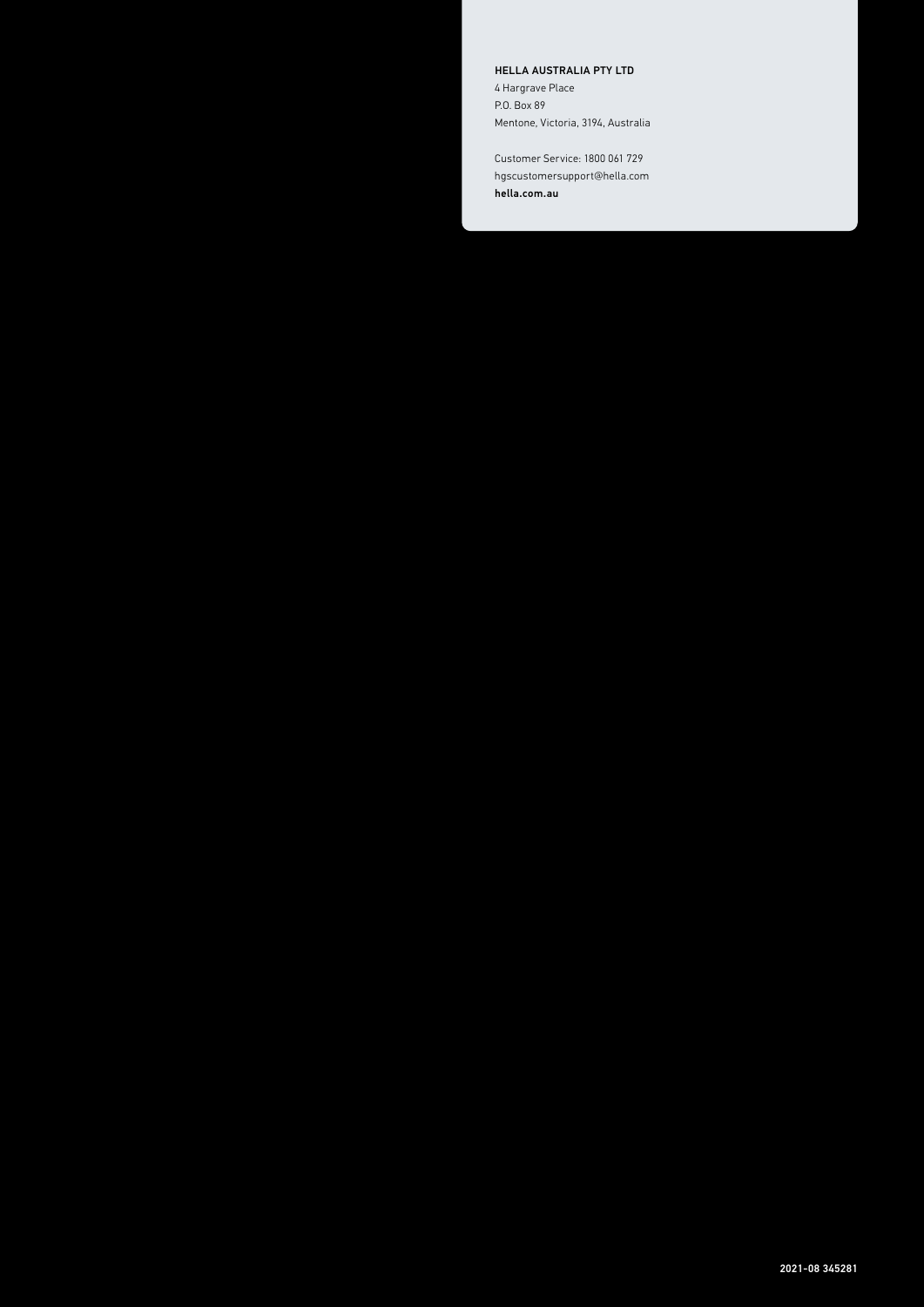**HELLA AUSTRALIA PTY LTD**
4 Hargrave Place
P.O. Box 89
Mentone, Victoria, 3194, Australia

Customer Service: 1800 061 729
hgscustomersupport@hella.com
**hella.com.au**

**2021-08 345281**